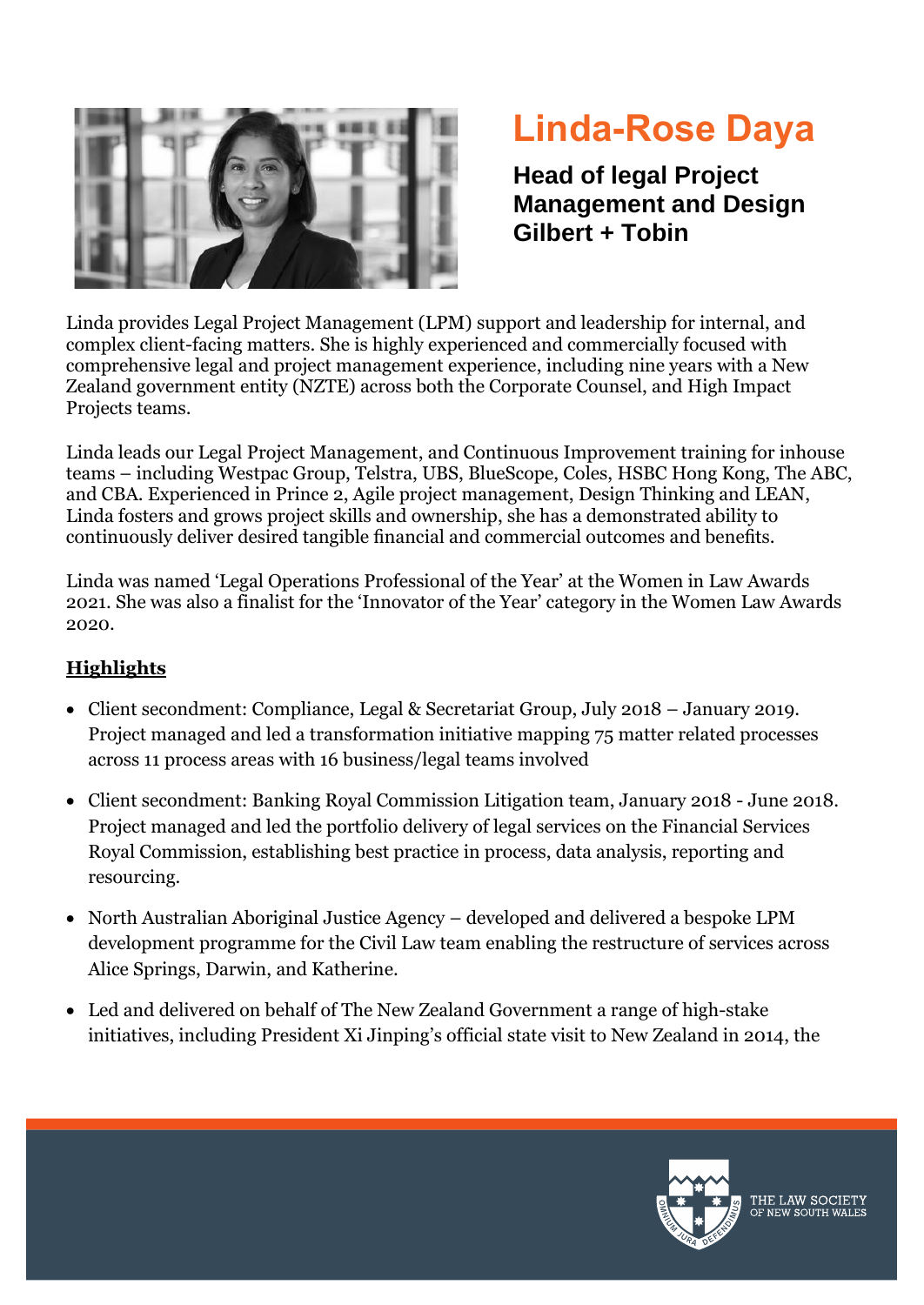# Linda-Rose Daya

**Head of legal Project Management and Design**
**Gilbert + Tobin**

Linda provides Legal Project Management (LPM) support and leadership for internal, and complex client-facing matters. She is highly experienced and commercially focused with comprehensive legal and project management experience, including nine years with a New Zealand government entity (NZTE) across both the Corporate Counsel, and High Impact Projects teams.

Linda leads our Legal Project Management, and Continuous Improvement training for inhouse teams – including Westpac Group, Telstra, UBS, BlueScope, Coles, HSBC Hong Kong, The ABC, and CBA. Experienced in Prince 2, Agile project management, Design Thinking and LEAN, Linda fosters and grows project skills and ownership, she has a demonstrated ability to continuously deliver desired tangible financial and commercial outcomes and benefits.

Linda was named 'Legal Operations Professional of the Year' at the Women in Law Awards 2021. She was also a finalist for the 'Innovator of the Year' category in the Women Law Awards 2020.

## Highlights

- Client secondment: Compliance, Legal & Secretariat Group, July 2018 – January 2019. Project managed and led a transformation initiative mapping 75 matter related processes across 11 process areas with 16 business/legal teams involved
- Client secondment: Banking Royal Commission Litigation team, January 2018 - June 2018. Project managed and led the portfolio delivery of legal services on the Financial Services Royal Commission, establishing best practice in process, data analysis, reporting and resourcing.
- North Australian Aboriginal Justice Agency – developed and delivered a bespoke LPM development programme for the Civil Law team enabling the restructure of services across Alice Springs, Darwin, and Katherine.
- Led and delivered on behalf of The New Zealand Government a range of high-stake initiatives, including President Xi Jinping's official state visit to New Zealand in 2014, the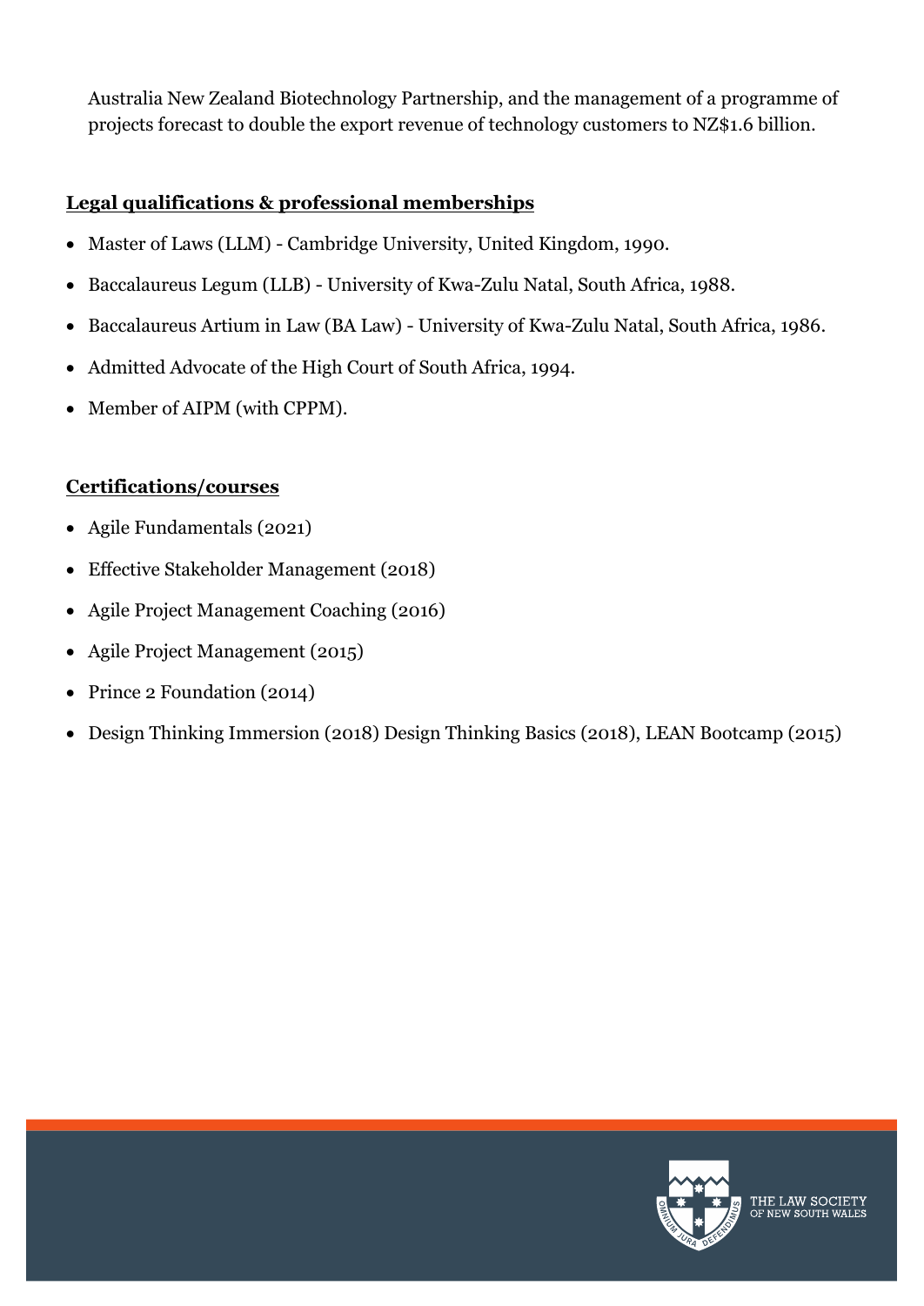Australia New Zealand Biotechnology Partnership, and the management of a programme of projects forecast to double the export revenue of technology customers to NZ$1.6 billion.

## Legal qualifications & professional memberships

- Master of Laws (LLM) - Cambridge University, United Kingdom, 1990.
- Baccalaureus Legum (LLB) - University of Kwa-Zulu Natal, South Africa, 1988.
- Baccalaureus Artium in Law (BA Law) - University of Kwa-Zulu Natal, South Africa, 1986.
- Admitted Advocate of the High Court of South Africa, 1994.
- Member of AIPM (with CPPM).

## Certifications/courses

- Agile Fundamentals (2021)
- Effective Stakeholder Management (2018)
- Agile Project Management Coaching (2016)
- Agile Project Management (2015)
- Prince 2 Foundation (2014)
- Design Thinking Immersion (2018) Design Thinking Basics (2018), LEAN Bootcamp (2015)